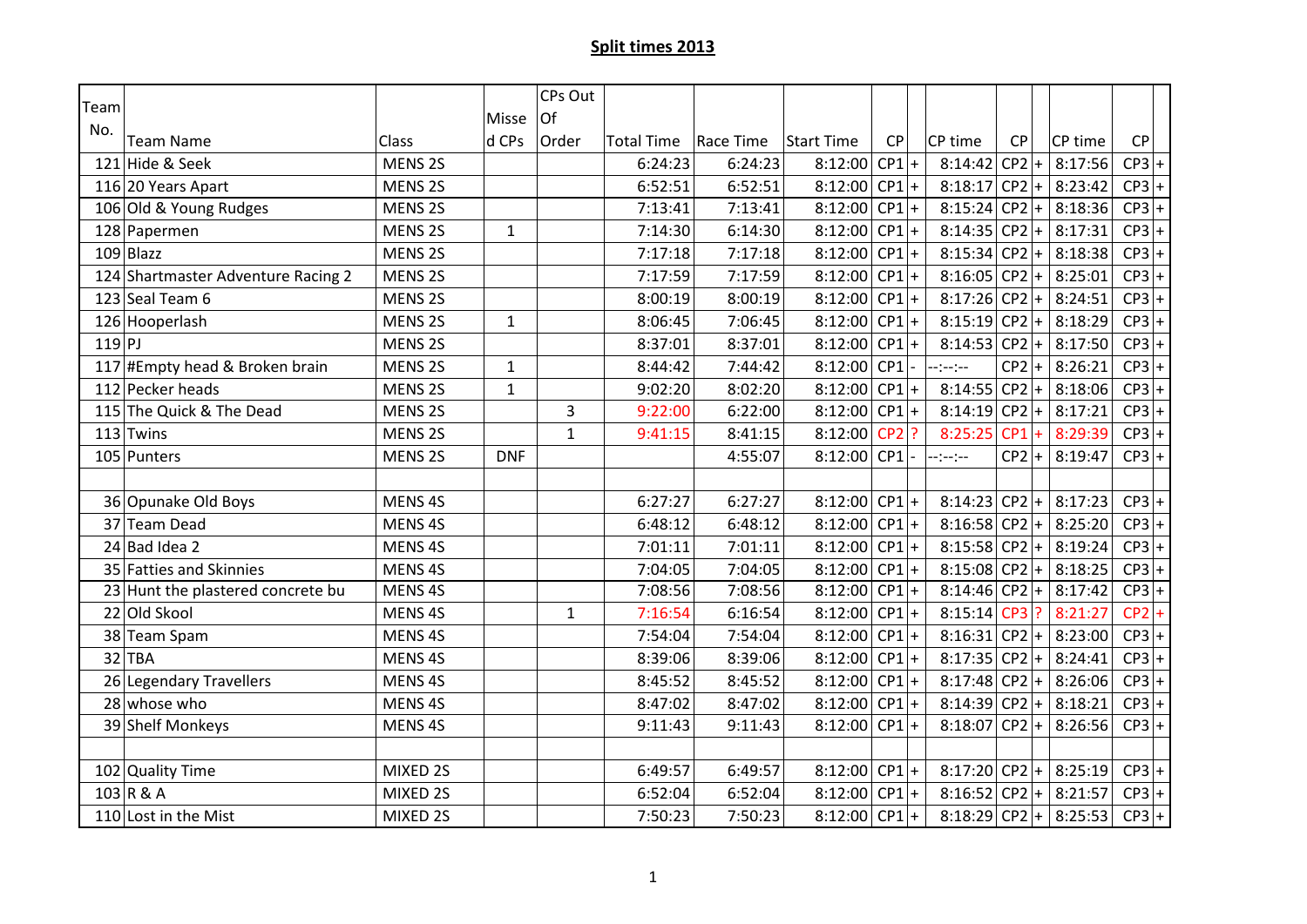## Split times 2013

| Team No. | Team Name | Class | Missed CPs | CPs Out Of Order | Total Time | Race Time | Start Time | CP | | CP time | CP | | CP time | CP | |
|---|---|---|---|---|---|---|---|---|---|---|---|---|---|---|---|
| 121 | Hide & Seek | MENS 2S | | | 6:24:23 | 6:24:23 | 8:12:00 | CP1 | + | 8:14:42 | CP2 | + | 8:17:56 | CP3 | + |
| 116 | 20 Years Apart | MENS 2S | | | 6:52:51 | 6:52:51 | 8:12:00 | CP1 | + | 8:18:17 | CP2 | + | 8:23:42 | CP3 | + |
| 106 | Old & Young Rudges | MENS 2S | | | 7:13:41 | 7:13:41 | 8:12:00 | CP1 | + | 8:15:24 | CP2 | + | 8:18:36 | CP3 | + |
| 128 | Papermen | MENS 2S | 1 | | 7:14:30 | 6:14:30 | 8:12:00 | CP1 | + | 8:14:35 | CP2 | + | 8:17:31 | CP3 | + |
| 109 | Blazz | MENS 2S | | | 7:17:18 | 7:17:18 | 8:12:00 | CP1 | + | 8:15:34 | CP2 | + | 8:18:38 | CP3 | + |
| 124 | Shartmaster Adventure Racing 2 | MENS 2S | | | 7:17:59 | 7:17:59 | 8:12:00 | CP1 | + | 8:16:05 | CP2 | + | 8:25:01 | CP3 | + |
| 123 | Seal Team 6 | MENS 2S | | | 8:00:19 | 8:00:19 | 8:12:00 | CP1 | + | 8:17:26 | CP2 | + | 8:24:51 | CP3 | + |
| 126 | Hooperlash | MENS 2S | 1 | | 8:06:45 | 7:06:45 | 8:12:00 | CP1 | + | 8:15:19 | CP2 | + | 8:18:29 | CP3 | + |
| 119 | PJ | MENS 2S | | | 8:37:01 | 8:37:01 | 8:12:00 | CP1 | + | 8:14:53 | CP2 | + | 8:17:50 | CP3 | + |
| 117 | #Empty head & Broken brain | MENS 2S | 1 | | 8:44:42 | 7:44:42 | 8:12:00 | CP1 | - | --:--:-- | CP2 | + | 8:26:21 | CP3 | + |
| 112 | Pecker heads | MENS 2S | 1 | | 9:02:20 | 8:02:20 | 8:12:00 | CP1 | + | 8:14:55 | CP2 | + | 8:18:06 | CP3 | + |
| 115 | The Quick & The Dead | MENS 2S | | 3 | 9:22:00 | 6:22:00 | 8:12:00 | CP1 | + | 8:14:19 | CP2 | + | 8:17:21 | CP3 | + |
| 113 | Twins | MENS 2S | | 1 | 9:41:15 | 8:41:15 | 8:12:00 | CP2 | ? | 8:25:25 | CP1 | + | 8:29:39 | CP3 | + |
| 105 | Punters | MENS 2S | DNF | | | 4:55:07 | 8:12:00 | CP1 | - | --:--:-- | CP2 | + | 8:19:47 | CP3 | + |
| | | | | | | | | | | | | | | | |
| 36 | Opunake Old Boys | MENS 4S | | | 6:27:27 | 6:27:27 | 8:12:00 | CP1 | + | 8:14:23 | CP2 | + | 8:17:23 | CP3 | + |
| 37 | Team Dead | MENS 4S | | | 6:48:12 | 6:48:12 | 8:12:00 | CP1 | + | 8:16:58 | CP2 | + | 8:25:20 | CP3 | + |
| 24 | Bad Idea 2 | MENS 4S | | | 7:01:11 | 7:01:11 | 8:12:00 | CP1 | + | 8:15:58 | CP2 | + | 8:19:24 | CP3 | + |
| 35 | Fatties and Skinnies | MENS 4S | | | 7:04:05 | 7:04:05 | 8:12:00 | CP1 | + | 8:15:08 | CP2 | + | 8:18:25 | CP3 | + |
| 23 | Hunt the plastered concrete bu | MENS 4S | | | 7:08:56 | 7:08:56 | 8:12:00 | CP1 | + | 8:14:46 | CP2 | + | 8:17:42 | CP3 | + |
| 22 | Old Skool | MENS 4S | | 1 | 7:16:54 | 6:16:54 | 8:12:00 | CP1 | + | 8:15:14 | CP3 | ? | 8:21:27 | CP2 | + |
| 38 | Team Spam | MENS 4S | | | 7:54:04 | 7:54:04 | 8:12:00 | CP1 | + | 8:16:31 | CP2 | + | 8:23:00 | CP3 | + |
| 32 | TBA | MENS 4S | | | 8:39:06 | 8:39:06 | 8:12:00 | CP1 | + | 8:17:35 | CP2 | + | 8:24:41 | CP3 | + |
| 26 | Legendary Travellers | MENS 4S | | | 8:45:52 | 8:45:52 | 8:12:00 | CP1 | + | 8:17:48 | CP2 | + | 8:26:06 | CP3 | + |
| 28 | whose who | MENS 4S | | | 8:47:02 | 8:47:02 | 8:12:00 | CP1 | + | 8:14:39 | CP2 | + | 8:18:21 | CP3 | + |
| 39 | Shelf Monkeys | MENS 4S | | | 9:11:43 | 9:11:43 | 8:12:00 | CP1 | + | 8:18:07 | CP2 | + | 8:26:56 | CP3 | + |
| | | | | | | | | | | | | | | | |
| 102 | Quality Time | MIXED 2S | | | 6:49:57 | 6:49:57 | 8:12:00 | CP1 | + | 8:17:20 | CP2 | + | 8:25:19 | CP3 | + |
| 103 | R & A | MIXED 2S | | | 6:52:04 | 6:52:04 | 8:12:00 | CP1 | + | 8:16:52 | CP2 | + | 8:21:57 | CP3 | + |
| 110 | Lost in the Mist | MIXED 2S | | | 7:50:23 | 7:50:23 | 8:12:00 | CP1 | + | 8:18:29 | CP2 | + | 8:25:53 | CP3 | + |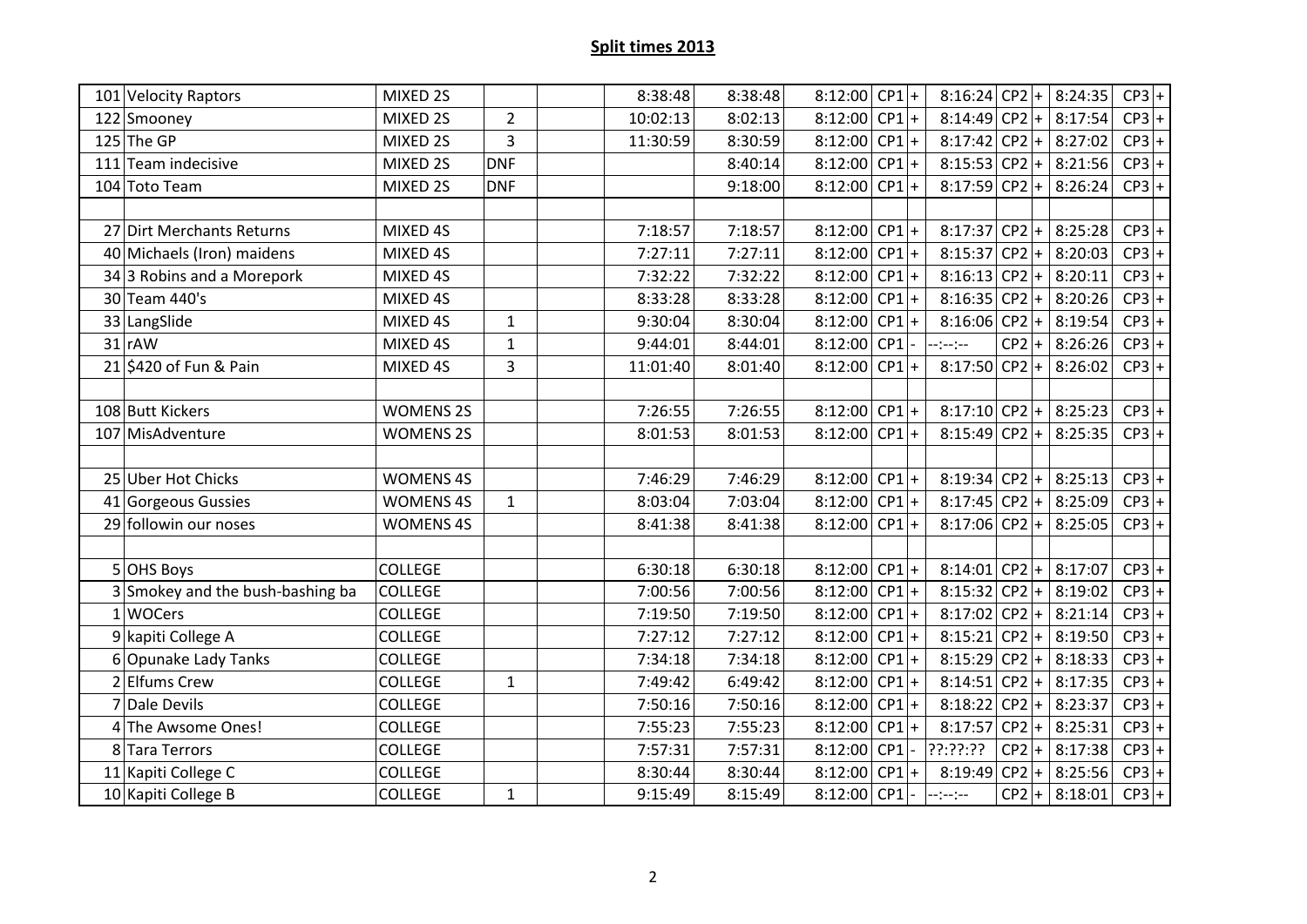## Split times 2013

| | | | | | | | | | | | | | | | |
|---|---|---|---|---|---|---|---|---|---|---|---|---|---|---|---|
| 101 | Velocity Raptors | MIXED 2S | | | 8:38:48 | 8:38:48 | 8:12:00 | CP1 | + | 8:16:24 | CP2 | + | 8:24:35 | CP3 | + |
| 122 | Smooney | MIXED 2S | 2 | | 10:02:13 | 8:02:13 | 8:12:00 | CP1 | + | 8:14:49 | CP2 | + | 8:17:54 | CP3 | + |
| 125 | The GP | MIXED 2S | 3 | | 11:30:59 | 8:30:59 | 8:12:00 | CP1 | + | 8:17:42 | CP2 | + | 8:27:02 | CP3 | + |
| 111 | Team indecisive | MIXED 2S | DNF | | | 8:40:14 | 8:12:00 | CP1 | + | 8:15:53 | CP2 | + | 8:21:56 | CP3 | + |
| 104 | Toto Team | MIXED 2S | DNF | | | 9:18:00 | 8:12:00 | CP1 | + | 8:17:59 | CP2 | + | 8:26:24 | CP3 | + |
| | | | | | | | | | | | | | | | |
| 27 | Dirt Merchants Returns | MIXED 4S | | | 7:18:57 | 7:18:57 | 8:12:00 | CP1 | + | 8:17:37 | CP2 | + | 8:25:28 | CP3 | + |
| 40 | Michaels (Iron) maidens | MIXED 4S | | | 7:27:11 | 7:27:11 | 8:12:00 | CP1 | + | 8:15:37 | CP2 | + | 8:20:03 | CP3 | + |
| 34 | 3 Robins and a Morepork | MIXED 4S | | | 7:32:22 | 7:32:22 | 8:12:00 | CP1 | + | 8:16:13 | CP2 | + | 8:20:11 | CP3 | + |
| 30 | Team 440's | MIXED 4S | | | 8:33:28 | 8:33:28 | 8:12:00 | CP1 | + | 8:16:35 | CP2 | + | 8:20:26 | CP3 | + |
| 33 | LangSlide | MIXED 4S | 1 | | 9:30:04 | 8:30:04 | 8:12:00 | CP1 | + | 8:16:06 | CP2 | + | 8:19:54 | CP3 | + |
| 31 | rAW | MIXED 4S | 1 | | 9:44:01 | 8:44:01 | 8:12:00 | CP1 | - | --:--:-- | CP2 | + | 8:26:26 | CP3 | + |
| 21 | $420 of Fun & Pain | MIXED 4S | 3 | | 11:01:40 | 8:01:40 | 8:12:00 | CP1 | + | 8:17:50 | CP2 | + | 8:26:02 | CP3 | + |
| | | | | | | | | | | | | | | | |
| 108 | Butt Kickers | WOMENS 2S | | | 7:26:55 | 7:26:55 | 8:12:00 | CP1 | + | 8:17:10 | CP2 | + | 8:25:23 | CP3 | + |
| 107 | MisAdventure | WOMENS 2S | | | 8:01:53 | 8:01:53 | 8:12:00 | CP1 | + | 8:15:49 | CP2 | + | 8:25:35 | CP3 | + |
| | | | | | | | | | | | | | | | |
| 25 | Uber Hot Chicks | WOMENS 4S | | | 7:46:29 | 7:46:29 | 8:12:00 | CP1 | + | 8:19:34 | CP2 | + | 8:25:13 | CP3 | + |
| 41 | Gorgeous Gussies | WOMENS 4S | 1 | | 8:03:04 | 7:03:04 | 8:12:00 | CP1 | + | 8:17:45 | CP2 | + | 8:25:09 | CP3 | + |
| 29 | followin our noses | WOMENS 4S | | | 8:41:38 | 8:41:38 | 8:12:00 | CP1 | + | 8:17:06 | CP2 | + | 8:25:05 | CP3 | + |
| | | | | | | | | | | | | | | | |
| 5 | OHS Boys | COLLEGE | | | 6:30:18 | 6:30:18 | 8:12:00 | CP1 | + | 8:14:01 | CP2 | + | 8:17:07 | CP3 | + |
| 3 | Smokey and the bush-bashing ba | COLLEGE | | | 7:00:56 | 7:00:56 | 8:12:00 | CP1 | + | 8:15:32 | CP2 | + | 8:19:02 | CP3 | + |
| 1 | WOCers | COLLEGE | | | 7:19:50 | 7:19:50 | 8:12:00 | CP1 | + | 8:17:02 | CP2 | + | 8:21:14 | CP3 | + |
| 9 | kapiti College A | COLLEGE | | | 7:27:12 | 7:27:12 | 8:12:00 | CP1 | + | 8:15:21 | CP2 | + | 8:19:50 | CP3 | + |
| 6 | Opunake Lady Tanks | COLLEGE | | | 7:34:18 | 7:34:18 | 8:12:00 | CP1 | + | 8:15:29 | CP2 | + | 8:18:33 | CP3 | + |
| 2 | Elfums Crew | COLLEGE | 1 | | 7:49:42 | 6:49:42 | 8:12:00 | CP1 | + | 8:14:51 | CP2 | + | 8:17:35 | CP3 | + |
| 7 | Dale Devils | COLLEGE | | | 7:50:16 | 7:50:16 | 8:12:00 | CP1 | + | 8:18:22 | CP2 | + | 8:23:37 | CP3 | + |
| 4 | The Awsome Ones! | COLLEGE | | | 7:55:23 | 7:55:23 | 8:12:00 | CP1 | + | 8:17:57 | CP2 | + | 8:25:31 | CP3 | + |
| 8 | Tara Terrors | COLLEGE | | | 7:57:31 | 7:57:31 | 8:12:00 | CP1 | - | ??:??:?? | CP2 | + | 8:17:38 | CP3 | + |
| 11 | Kapiti College C | COLLEGE | | | 8:30:44 | 8:30:44 | 8:12:00 | CP1 | + | 8:19:49 | CP2 | + | 8:25:56 | CP3 | + |
| 10 | Kapiti College B | COLLEGE | 1 | | 9:15:49 | 8:15:49 | 8:12:00 | CP1 | - | --:--:-- | CP2 | + | 8:18:01 | CP3 | + |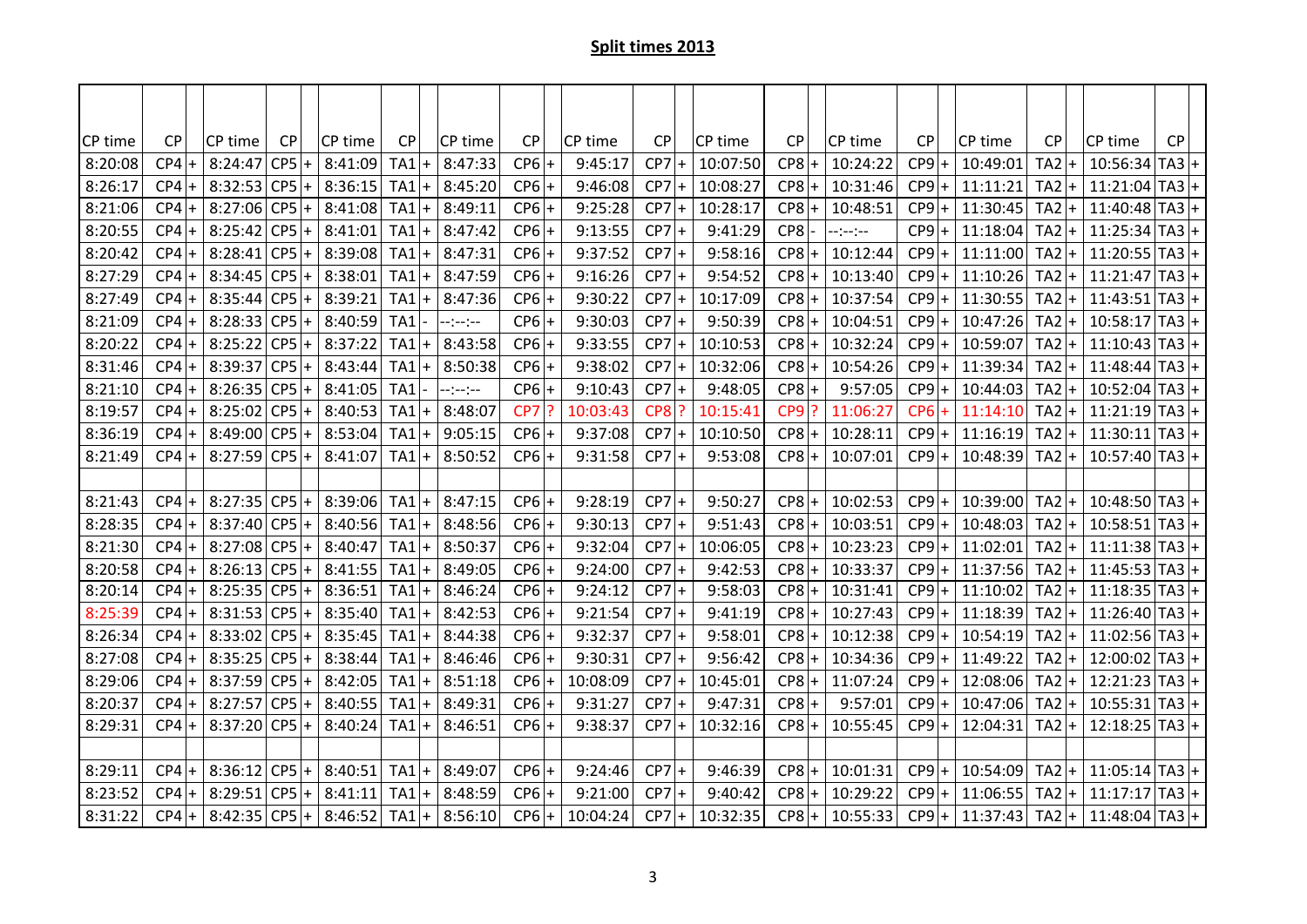## Split times 2013

| CP time | CP | | CP time | CP | | CP time | CP | | CP time | CP | | CP time | CP | | CP time | CP | | CP time | CP | | CP time | CP | | CP time | CP | |
|---|---|---|---|---|---|---|---|---|---|---|---|---|---|---|---|---|---|---|---|---|---|---|---|---|---|---|
| 8:20:08 | CP4 | + | 8:24:47 | CP5 | + | 8:41:09 | TA1 | + | 8:47:33 | CP6 | + | 9:45:17 | CP7 | + | 10:07:50 | CP8 | + | 10:24:22 | CP9 | + | 10:49:01 | TA2 | + | 10:56:34 | TA3 | + |
| 8:26:17 | CP4 | + | 8:32:53 | CP5 | + | 8:36:15 | TA1 | + | 8:45:20 | CP6 | + | 9:46:08 | CP7 | + | 10:08:27 | CP8 | + | 10:31:46 | CP9 | + | 11:11:21 | TA2 | + | 11:21:04 | TA3 | + |
| 8:21:06 | CP4 | + | 8:27:06 | CP5 | + | 8:41:08 | TA1 | + | 8:49:11 | CP6 | + | 9:25:28 | CP7 | + | 10:28:17 | CP8 | + | 10:48:51 | CP9 | + | 11:30:45 | TA2 | + | 11:40:48 | TA3 | + |
| 8:20:55 | CP4 | + | 8:25:42 | CP5 | + | 8:41:01 | TA1 | + | 8:47:42 | CP6 | + | 9:13:55 | CP7 | + | 9:41:29 | CP8 | - | --:--:-- | CP9 | + | 11:18:04 | TA2 | + | 11:25:34 | TA3 | + |
| 8:20:42 | CP4 | + | 8:28:41 | CP5 | + | 8:39:08 | TA1 | + | 8:47:31 | CP6 | + | 9:37:52 | CP7 | + | 9:58:16 | CP8 | + | 10:12:44 | CP9 | + | 11:11:00 | TA2 | + | 11:20:55 | TA3 | + |
| 8:27:29 | CP4 | + | 8:34:45 | CP5 | + | 8:38:01 | TA1 | + | 8:47:59 | CP6 | + | 9:16:26 | CP7 | + | 9:54:52 | CP8 | + | 10:13:40 | CP9 | + | 11:10:26 | TA2 | + | 11:21:47 | TA3 | + |
| 8:27:49 | CP4 | + | 8:35:44 | CP5 | + | 8:39:21 | TA1 | + | 8:47:36 | CP6 | + | 9:30:22 | CP7 | + | 10:17:09 | CP8 | + | 10:37:54 | CP9 | + | 11:30:55 | TA2 | + | 11:43:51 | TA3 | + |
| 8:21:09 | CP4 | + | 8:28:33 | CP5 | + | 8:40:59 | TA1 | - | --:--:-- | CP6 | + | 9:30:03 | CP7 | + | 9:50:39 | CP8 | + | 10:04:51 | CP9 | + | 10:47:26 | TA2 | + | 10:58:17 | TA3 | + |
| 8:20:22 | CP4 | + | 8:25:22 | CP5 | + | 8:37:22 | TA1 | + | 8:43:58 | CP6 | + | 9:33:55 | CP7 | + | 10:10:53 | CP8 | + | 10:32:24 | CP9 | + | 10:59:07 | TA2 | + | 11:10:43 | TA3 | + |
| 8:31:46 | CP4 | + | 8:39:37 | CP5 | + | 8:43:44 | TA1 | + | 8:50:38 | CP6 | + | 9:38:02 | CP7 | + | 10:32:06 | CP8 | + | 10:54:26 | CP9 | + | 11:39:34 | TA2 | + | 11:48:44 | TA3 | + |
| 8:21:10 | CP4 | + | 8:26:35 | CP5 | + | 8:41:05 | TA1 | - | --:--:-- | CP6 | + | 9:10:43 | CP7 | + | 9:48:05 | CP8 | + | 9:57:05 | CP9 | + | 10:44:03 | TA2 | + | 10:52:04 | TA3 | + |
| 8:19:57 | CP4 | + | 8:25:02 | CP5 | + | 8:40:53 | TA1 | + | 8:48:07 | CP7 | ? | 10:03:43 | CP8 | ? | 10:15:41 | CP9 | ? | 11:06:27 | CP6 | + | 11:14:10 | TA2 | + | 11:21:19 | TA3 | + |
| 8:36:19 | CP4 | + | 8:49:00 | CP5 | + | 8:53:04 | TA1 | + | 9:05:15 | CP6 | + | 9:37:08 | CP7 | + | 10:10:50 | CP8 | + | 10:28:11 | CP9 | + | 11:16:19 | TA2 | + | 11:30:11 | TA3 | + |
| 8:21:49 | CP4 | + | 8:27:59 | CP5 | + | 8:41:07 | TA1 | + | 8:50:52 | CP6 | + | 9:31:58 | CP7 | + | 9:53:08 | CP8 | + | 10:07:01 | CP9 | + | 10:48:39 | TA2 | + | 10:57:40 | TA3 | + |
| | | | | | | | | | | | | | | | | | | | | | | | | | | |
| 8:21:43 | CP4 | + | 8:27:35 | CP5 | + | 8:39:06 | TA1 | + | 8:47:15 | CP6 | + | 9:28:19 | CP7 | + | 9:50:27 | CP8 | + | 10:02:53 | CP9 | + | 10:39:00 | TA2 | + | 10:48:50 | TA3 | + |
| 8:28:35 | CP4 | + | 8:37:40 | CP5 | + | 8:40:56 | TA1 | + | 8:48:56 | CP6 | + | 9:30:13 | CP7 | + | 9:51:43 | CP8 | + | 10:03:51 | CP9 | + | 10:48:03 | TA2 | + | 10:58:51 | TA3 | + |
| 8:21:30 | CP4 | + | 8:27:08 | CP5 | + | 8:40:47 | TA1 | + | 8:50:37 | CP6 | + | 9:32:04 | CP7 | + | 10:06:05 | CP8 | + | 10:23:23 | CP9 | + | 11:02:01 | TA2 | + | 11:11:38 | TA3 | + |
| 8:20:58 | CP4 | + | 8:26:13 | CP5 | + | 8:41:55 | TA1 | + | 8:49:05 | CP6 | + | 9:24:00 | CP7 | + | 9:42:53 | CP8 | + | 10:33:37 | CP9 | + | 11:37:56 | TA2 | + | 11:45:53 | TA3 | + |
| 8:20:14 | CP4 | + | 8:25:35 | CP5 | + | 8:36:51 | TA1 | + | 8:46:24 | CP6 | + | 9:24:12 | CP7 | + | 9:58:03 | CP8 | + | 10:31:41 | CP9 | + | 11:10:02 | TA2 | + | 11:18:35 | TA3 | + |
| 8:25:39 | CP4 | + | 8:31:53 | CP5 | + | 8:35:40 | TA1 | + | 8:42:53 | CP6 | + | 9:21:54 | CP7 | + | 9:41:19 | CP8 | + | 10:27:43 | CP9 | + | 11:18:39 | TA2 | + | 11:26:40 | TA3 | + |
| 8:26:34 | CP4 | + | 8:33:02 | CP5 | + | 8:35:45 | TA1 | + | 8:44:38 | CP6 | + | 9:32:37 | CP7 | + | 9:58:01 | CP8 | + | 10:12:38 | CP9 | + | 10:54:19 | TA2 | + | 11:02:56 | TA3 | + |
| 8:27:08 | CP4 | + | 8:35:25 | CP5 | + | 8:38:44 | TA1 | + | 8:46:46 | CP6 | + | 9:30:31 | CP7 | + | 9:56:42 | CP8 | + | 10:34:36 | CP9 | + | 11:49:22 | TA2 | + | 12:00:02 | TA3 | + |
| 8:29:06 | CP4 | + | 8:37:59 | CP5 | + | 8:42:05 | TA1 | + | 8:51:18 | CP6 | + | 10:08:09 | CP7 | + | 10:45:01 | CP8 | + | 11:07:24 | CP9 | + | 12:08:06 | TA2 | + | 12:21:23 | TA3 | + |
| 8:20:37 | CP4 | + | 8:27:57 | CP5 | + | 8:40:55 | TA1 | + | 8:49:31 | CP6 | + | 9:31:27 | CP7 | + | 9:47:31 | CP8 | + | 9:57:01 | CP9 | + | 10:47:06 | TA2 | + | 10:55:31 | TA3 | + |
| 8:29:31 | CP4 | + | 8:37:20 | CP5 | + | 8:40:24 | TA1 | + | 8:46:51 | CP6 | + | 9:38:37 | CP7 | + | 10:32:16 | CP8 | + | 10:55:45 | CP9 | + | 12:04:31 | TA2 | + | 12:18:25 | TA3 | + |
| | | | | | | | | | | | | | | | | | | | | | | | | | | |
| 8:29:11 | CP4 | + | 8:36:12 | CP5 | + | 8:40:51 | TA1 | + | 8:49:07 | CP6 | + | 9:24:46 | CP7 | + | 9:46:39 | CP8 | + | 10:01:31 | CP9 | + | 10:54:09 | TA2 | + | 11:05:14 | TA3 | + |
| 8:23:52 | CP4 | + | 8:29:51 | CP5 | + | 8:41:11 | TA1 | + | 8:48:59 | CP6 | + | 9:21:00 | CP7 | + | 9:40:42 | CP8 | + | 10:29:22 | CP9 | + | 11:06:55 | TA2 | + | 11:17:17 | TA3 | + |
| 8:31:22 | CP4 | + | 8:42:35 | CP5 | + | 8:46:52 | TA1 | + | 8:56:10 | CP6 | + | 10:04:24 | CP7 | + | 10:32:35 | CP8 | + | 10:55:33 | CP9 | + | 11:37:43 | TA2 | + | 11:48:04 | TA3 | + |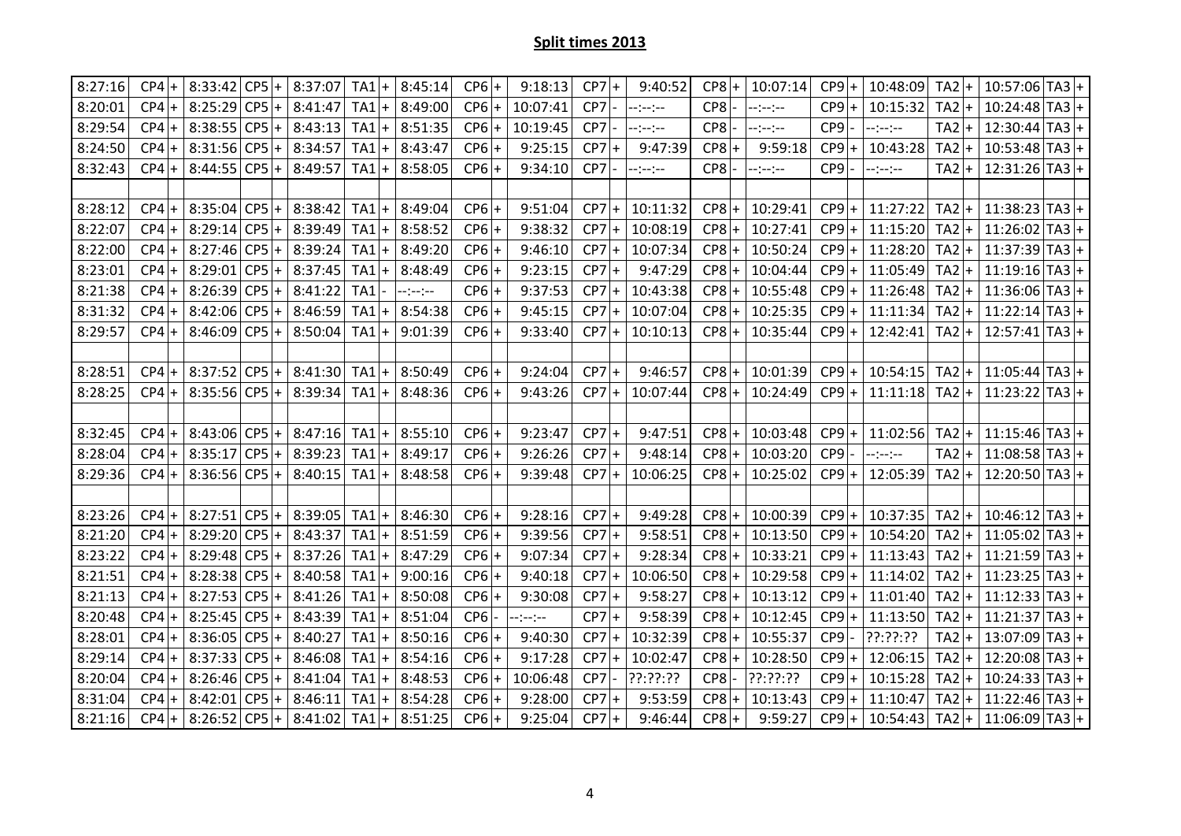## **Split times 2013**

| | | | | | | | | | | | | | | | | | | | | | | | | | | | | | |
|---|---|---|---|---|---|---|---|---|---|---|---|---|---|---|---|---|---|---|---|---|---|---|---|---|---|---|---|---|---|
| 8:27:16 | CP4 | + | 8:33:42 | CP5 | + | 8:37:07 | TA1 | + | 8:45:14 | CP6 | + | 9:18:13 | CP7 | + | 9:40:52 | CP8 | + | 10:07:14 | CP9 | + | 10:48:09 | TA2 | + | 10:57:06 | TA3 | + |
| 8:20:01 | CP4 | + | 8:25:29 | CP5 | + | 8:41:47 | TA1 | + | 8:49:00 | CP6 | + | 10:07:41 | CP7 | - | --:--:-- | CP8 | - | --:--:-- | CP9 | + | 10:15:32 | TA2 | + | 10:24:48 | TA3 | + |
| 8:29:54 | CP4 | + | 8:38:55 | CP5 | + | 8:43:13 | TA1 | + | 8:51:35 | CP6 | + | 10:19:45 | CP7 | - | --:--:-- | CP8 | - | --:--:-- | CP9 | - | --:--:-- | TA2 | + | 12:30:44 | TA3 | + |
| 8:24:50 | CP4 | + | 8:31:56 | CP5 | + | 8:34:57 | TA1 | + | 8:43:47 | CP6 | + | 9:25:15 | CP7 | + | 9:47:39 | CP8 | + | 9:59:18 | CP9 | + | 10:43:28 | TA2 | + | 10:53:48 | TA3 | + |
| 8:32:43 | CP4 | + | 8:44:55 | CP5 | + | 8:49:57 | TA1 | + | 8:58:05 | CP6 | + | 9:34:10 | CP7 | - | --:--:-- | CP8 | - | --:--:-- | CP9 | - | --:--:-- | TA2 | + | 12:31:26 | TA3 | + |
| | | | | | | | | | | | | | | | | | | | | | | | | | | |
| 8:28:12 | CP4 | + | 8:35:04 | CP5 | + | 8:38:42 | TA1 | + | 8:49:04 | CP6 | + | 9:51:04 | CP7 | + | 10:11:32 | CP8 | + | 10:29:41 | CP9 | + | 11:27:22 | TA2 | + | 11:38:23 | TA3 | + |
| 8:22:07 | CP4 | + | 8:29:14 | CP5 | + | 8:39:49 | TA1 | + | 8:58:52 | CP6 | + | 9:38:32 | CP7 | + | 10:08:19 | CP8 | + | 10:27:41 | CP9 | + | 11:15:20 | TA2 | + | 11:26:02 | TA3 | + |
| 8:22:00 | CP4 | + | 8:27:46 | CP5 | + | 8:39:24 | TA1 | + | 8:49:20 | CP6 | + | 9:46:10 | CP7 | + | 10:07:34 | CP8 | + | 10:50:24 | CP9 | + | 11:28:20 | TA2 | + | 11:37:39 | TA3 | + |
| 8:23:01 | CP4 | + | 8:29:01 | CP5 | + | 8:37:45 | TA1 | + | 8:48:49 | CP6 | + | 9:23:15 | CP7 | + | 9:47:29 | CP8 | + | 10:04:44 | CP9 | + | 11:05:49 | TA2 | + | 11:19:16 | TA3 | + |
| 8:21:38 | CP4 | + | 8:26:39 | CP5 | + | 8:41:22 | TA1 | - | --:--:-- | CP6 | + | 9:37:53 | CP7 | + | 10:43:38 | CP8 | + | 10:55:48 | CP9 | + | 11:26:48 | TA2 | + | 11:36:06 | TA3 | + |
| 8:31:32 | CP4 | + | 8:42:06 | CP5 | + | 8:46:59 | TA1 | + | 8:54:38 | CP6 | + | 9:45:15 | CP7 | + | 10:07:04 | CP8 | + | 10:25:35 | CP9 | + | 11:11:34 | TA2 | + | 11:22:14 | TA3 | + |
| 8:29:57 | CP4 | + | 8:46:09 | CP5 | + | 8:50:04 | TA1 | + | 9:01:39 | CP6 | + | 9:33:40 | CP7 | + | 10:10:13 | CP8 | + | 10:35:44 | CP9 | + | 12:42:41 | TA2 | + | 12:57:41 | TA3 | + |
| | | | | | | | | | | | | | | | | | | | | | | | | | | |
| 8:28:51 | CP4 | + | 8:37:52 | CP5 | + | 8:41:30 | TA1 | + | 8:50:49 | CP6 | + | 9:24:04 | CP7 | + | 9:46:57 | CP8 | + | 10:01:39 | CP9 | + | 10:54:15 | TA2 | + | 11:05:44 | TA3 | + |
| 8:28:25 | CP4 | + | 8:35:56 | CP5 | + | 8:39:34 | TA1 | + | 8:48:36 | CP6 | + | 9:43:26 | CP7 | + | 10:07:44 | CP8 | + | 10:24:49 | CP9 | + | 11:11:18 | TA2 | + | 11:23:22 | TA3 | + |
| | | | | | | | | | | | | | | | | | | | | | | | | | | |
| 8:32:45 | CP4 | + | 8:43:06 | CP5 | + | 8:47:16 | TA1 | + | 8:55:10 | CP6 | + | 9:23:47 | CP7 | + | 9:47:51 | CP8 | + | 10:03:48 | CP9 | + | 11:02:56 | TA2 | + | 11:15:46 | TA3 | + |
| 8:28:04 | CP4 | + | 8:35:17 | CP5 | + | 8:39:23 | TA1 | + | 8:49:17 | CP6 | + | 9:26:26 | CP7 | + | 9:48:14 | CP8 | + | 10:03:20 | CP9 | - | --:--:-- | TA2 | + | 11:08:58 | TA3 | + |
| 8:29:36 | CP4 | + | 8:36:56 | CP5 | + | 8:40:15 | TA1 | + | 8:48:58 | CP6 | + | 9:39:48 | CP7 | + | 10:06:25 | CP8 | + | 10:25:02 | CP9 | + | 12:05:39 | TA2 | + | 12:20:50 | TA3 | + |
| | | | | | | | | | | | | | | | | | | | | | | | | | | |
| 8:23:26 | CP4 | + | 8:27:51 | CP5 | + | 8:39:05 | TA1 | + | 8:46:30 | CP6 | + | 9:28:16 | CP7 | + | 9:49:28 | CP8 | + | 10:00:39 | CP9 | + | 10:37:35 | TA2 | + | 10:46:12 | TA3 | + |
| 8:21:20 | CP4 | + | 8:29:20 | CP5 | + | 8:43:37 | TA1 | + | 8:51:59 | CP6 | + | 9:39:56 | CP7 | + | 9:58:51 | CP8 | + | 10:13:50 | CP9 | + | 10:54:20 | TA2 | + | 11:05:02 | TA3 | + |
| 8:23:22 | CP4 | + | 8:29:48 | CP5 | + | 8:37:26 | TA1 | + | 8:47:29 | CP6 | + | 9:07:34 | CP7 | + | 9:28:34 | CP8 | + | 10:33:21 | CP9 | + | 11:13:43 | TA2 | + | 11:21:59 | TA3 | + |
| 8:21:51 | CP4 | + | 8:28:38 | CP5 | + | 8:40:58 | TA1 | + | 9:00:16 | CP6 | + | 9:40:18 | CP7 | + | 10:06:50 | CP8 | + | 10:29:58 | CP9 | + | 11:14:02 | TA2 | + | 11:23:25 | TA3 | + |
| 8:21:13 | CP4 | + | 8:27:53 | CP5 | + | 8:41:26 | TA1 | + | 8:50:08 | CP6 | + | 9:30:08 | CP7 | + | 9:58:27 | CP8 | + | 10:13:12 | CP9 | + | 11:01:40 | TA2 | + | 11:12:33 | TA3 | + |
| 8:20:48 | CP4 | + | 8:25:45 | CP5 | + | 8:43:39 | TA1 | + | 8:51:04 | CP6 | - | --:--:-- | CP7 | + | 9:58:39 | CP8 | + | 10:12:45 | CP9 | + | 11:13:50 | TA2 | + | 11:21:37 | TA3 | + |
| 8:28:01 | CP4 | + | 8:36:05 | CP5 | + | 8:40:27 | TA1 | + | 8:50:16 | CP6 | + | 9:40:30 | CP7 | + | 10:32:39 | CP8 | + | 10:55:37 | CP9 | - | ??:??:?? | TA2 | + | 13:07:09 | TA3 | + |
| 8:29:14 | CP4 | + | 8:37:33 | CP5 | + | 8:46:08 | TA1 | + | 8:54:16 | CP6 | + | 9:17:28 | CP7 | + | 10:02:47 | CP8 | + | 10:28:50 | CP9 | + | 12:06:15 | TA2 | + | 12:20:08 | TA3 | + |
| 8:20:04 | CP4 | + | 8:26:46 | CP5 | + | 8:41:04 | TA1 | + | 8:48:53 | CP6 | + | 10:06:48 | CP7 | - | ??:??:?? | CP8 | - | ??:??:?? | CP9 | + | 10:15:28 | TA2 | + | 10:24:33 | TA3 | + |
| 8:31:04 | CP4 | + | 8:42:01 | CP5 | + | 8:46:11 | TA1 | + | 8:54:28 | CP6 | + | 9:28:00 | CP7 | + | 9:53:59 | CP8 | + | 10:13:43 | CP9 | + | 11:10:47 | TA2 | + | 11:22:46 | TA3 | + |
| 8:21:16 | CP4 | + | 8:26:52 | CP5 | + | 8:41:02 | TA1 | + | 8:51:25 | CP6 | + | 9:25:04 | CP7 | + | 9:46:44 | CP8 | + | 9:59:27 | CP9 | + | 10:54:43 | TA2 | + | 11:06:09 | TA3 | + |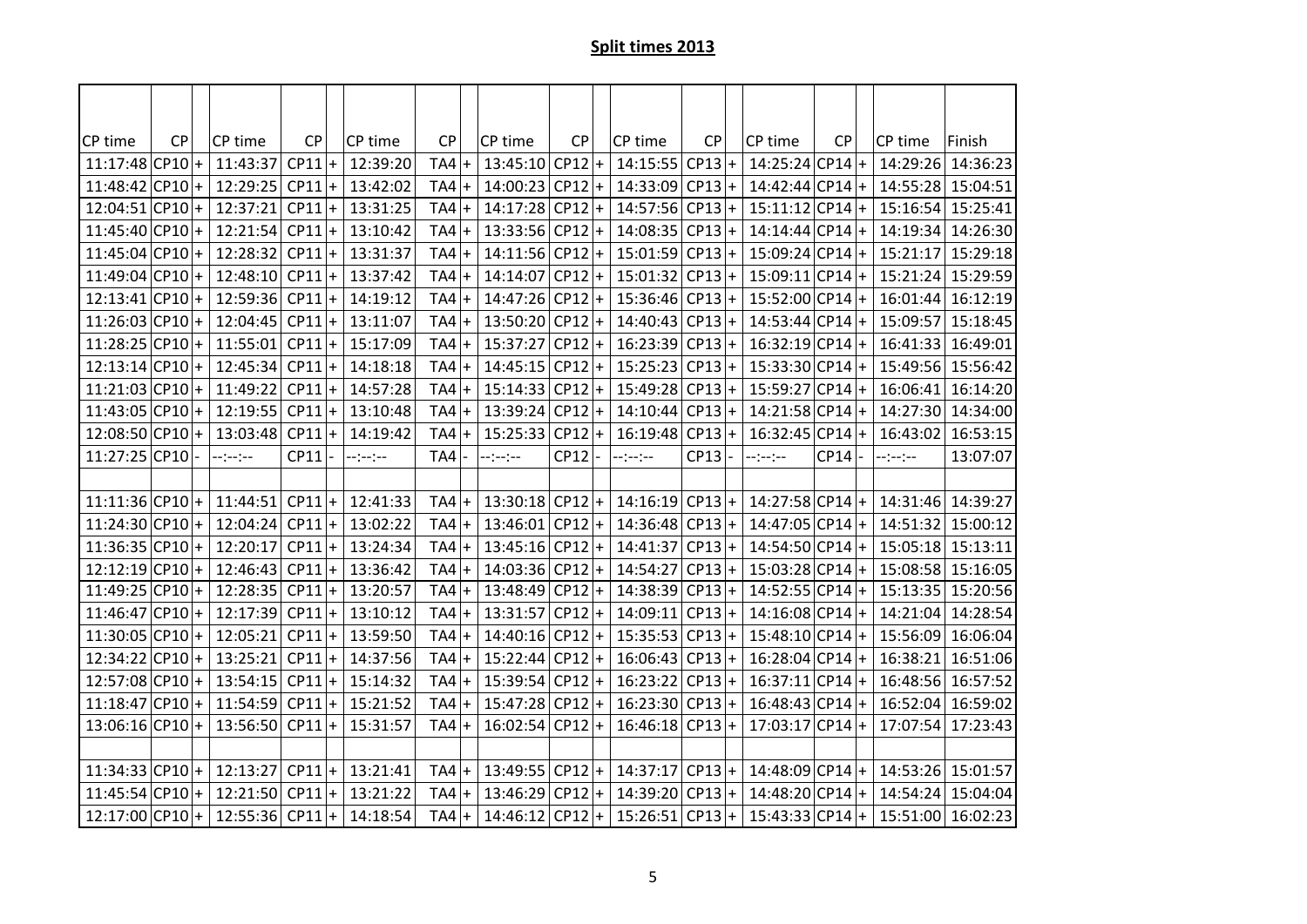## Split times 2013

| CP time | CP | | CP time | CP | | CP time | CP | | CP time | CP | | CP time | CP | | CP time | CP | | CP time | Finish |
|---|---|---|---|---|---|---|---|---|---|---|---|---|---|---|---|---|---|---|---|
| 11:17:48 | CP10 | + | 11:43:37 | CP11 | + | 12:39:20 | TA4 | + | 13:45:10 | CP12 | + | 14:15:55 | CP13 | + | 14:25:24 | CP14 | + | 14:29:26 | 14:36:23 |
| 11:48:42 | CP10 | + | 12:29:25 | CP11 | + | 13:42:02 | TA4 | + | 14:00:23 | CP12 | + | 14:33:09 | CP13 | + | 14:42:44 | CP14 | + | 14:55:28 | 15:04:51 |
| 12:04:51 | CP10 | + | 12:37:21 | CP11 | + | 13:31:25 | TA4 | + | 14:17:28 | CP12 | + | 14:57:56 | CP13 | + | 15:11:12 | CP14 | + | 15:16:54 | 15:25:41 |
| 11:45:40 | CP10 | + | 12:21:54 | CP11 | + | 13:10:42 | TA4 | + | 13:33:56 | CP12 | + | 14:08:35 | CP13 | + | 14:14:44 | CP14 | + | 14:19:34 | 14:26:30 |
| 11:45:04 | CP10 | + | 12:28:32 | CP11 | + | 13:31:37 | TA4 | + | 14:11:56 | CP12 | + | 15:01:59 | CP13 | + | 15:09:24 | CP14 | + | 15:21:17 | 15:29:18 |
| 11:49:04 | CP10 | + | 12:48:10 | CP11 | + | 13:37:42 | TA4 | + | 14:14:07 | CP12 | + | 15:01:32 | CP13 | + | 15:09:11 | CP14 | + | 15:21:24 | 15:29:59 |
| 12:13:41 | CP10 | + | 12:59:36 | CP11 | + | 14:19:12 | TA4 | + | 14:47:26 | CP12 | + | 15:36:46 | CP13 | + | 15:52:00 | CP14 | + | 16:01:44 | 16:12:19 |
| 11:26:03 | CP10 | + | 12:04:45 | CP11 | + | 13:11:07 | TA4 | + | 13:50:20 | CP12 | + | 14:40:43 | CP13 | + | 14:53:44 | CP14 | + | 15:09:57 | 15:18:45 |
| 11:28:25 | CP10 | + | 11:55:01 | CP11 | + | 15:17:09 | TA4 | + | 15:37:27 | CP12 | + | 16:23:39 | CP13 | + | 16:32:19 | CP14 | + | 16:41:33 | 16:49:01 |
| 12:13:14 | CP10 | + | 12:45:34 | CP11 | + | 14:18:18 | TA4 | + | 14:45:15 | CP12 | + | 15:25:23 | CP13 | + | 15:33:30 | CP14 | + | 15:49:56 | 15:56:42 |
| 11:21:03 | CP10 | + | 11:49:22 | CP11 | + | 14:57:28 | TA4 | + | 15:14:33 | CP12 | + | 15:49:28 | CP13 | + | 15:59:27 | CP14 | + | 16:06:41 | 16:14:20 |
| 11:43:05 | CP10 | + | 12:19:55 | CP11 | + | 13:10:48 | TA4 | + | 13:39:24 | CP12 | + | 14:10:44 | CP13 | + | 14:21:58 | CP14 | + | 14:27:30 | 14:34:00 |
| 12:08:50 | CP10 | + | 13:03:48 | CP11 | + | 14:19:42 | TA4 | + | 15:25:33 | CP12 | + | 16:19:48 | CP13 | + | 16:32:45 | CP14 | + | 16:43:02 | 16:53:15 |
| 11:27:25 | CP10 | - | --:--:-- | CP11 | - | --:--:-- | TA4 | - | --:--:-- | CP12 | - | --:--:-- | CP13 | - | --:--:-- | CP14 | - | --:--:-- | 13:07:07 |
| | | | | | | | | | | | | | | | | | | | |
| 11:11:36 | CP10 | + | 11:44:51 | CP11 | + | 12:41:33 | TA4 | + | 13:30:18 | CP12 | + | 14:16:19 | CP13 | + | 14:27:58 | CP14 | + | 14:31:46 | 14:39:27 |
| 11:24:30 | CP10 | + | 12:04:24 | CP11 | + | 13:02:22 | TA4 | + | 13:46:01 | CP12 | + | 14:36:48 | CP13 | + | 14:47:05 | CP14 | + | 14:51:32 | 15:00:12 |
| 11:36:35 | CP10 | + | 12:20:17 | CP11 | + | 13:24:34 | TA4 | + | 13:45:16 | CP12 | + | 14:41:37 | CP13 | + | 14:54:50 | CP14 | + | 15:05:18 | 15:13:11 |
| 12:12:19 | CP10 | + | 12:46:43 | CP11 | + | 13:36:42 | TA4 | + | 14:03:36 | CP12 | + | 14:54:27 | CP13 | + | 15:03:28 | CP14 | + | 15:08:58 | 15:16:05 |
| 11:49:25 | CP10 | + | 12:28:35 | CP11 | + | 13:20:57 | TA4 | + | 13:48:49 | CP12 | + | 14:38:39 | CP13 | + | 14:52:55 | CP14 | + | 15:13:35 | 15:20:56 |
| 11:46:47 | CP10 | + | 12:17:39 | CP11 | + | 13:10:12 | TA4 | + | 13:31:57 | CP12 | + | 14:09:11 | CP13 | + | 14:16:08 | CP14 | + | 14:21:04 | 14:28:54 |
| 11:30:05 | CP10 | + | 12:05:21 | CP11 | + | 13:59:50 | TA4 | + | 14:40:16 | CP12 | + | 15:35:53 | CP13 | + | 15:48:10 | CP14 | + | 15:56:09 | 16:06:04 |
| 12:34:22 | CP10 | + | 13:25:21 | CP11 | + | 14:37:56 | TA4 | + | 15:22:44 | CP12 | + | 16:06:43 | CP13 | + | 16:28:04 | CP14 | + | 16:38:21 | 16:51:06 |
| 12:57:08 | CP10 | + | 13:54:15 | CP11 | + | 15:14:32 | TA4 | + | 15:39:54 | CP12 | + | 16:23:22 | CP13 | + | 16:37:11 | CP14 | + | 16:48:56 | 16:57:52 |
| 11:18:47 | CP10 | + | 11:54:59 | CP11 | + | 15:21:52 | TA4 | + | 15:47:28 | CP12 | + | 16:23:30 | CP13 | + | 16:48:43 | CP14 | + | 16:52:04 | 16:59:02 |
| 13:06:16 | CP10 | + | 13:56:50 | CP11 | + | 15:31:57 | TA4 | + | 16:02:54 | CP12 | + | 16:46:18 | CP13 | + | 17:03:17 | CP14 | + | 17:07:54 | 17:23:43 |
| | | | | | | | | | | | | | | | | | | | |
| 11:34:33 | CP10 | + | 12:13:27 | CP11 | + | 13:21:41 | TA4 | + | 13:49:55 | CP12 | + | 14:37:17 | CP13 | + | 14:48:09 | CP14 | + | 14:53:26 | 15:01:57 |
| 11:45:54 | CP10 | + | 12:21:50 | CP11 | + | 13:21:22 | TA4 | + | 13:46:29 | CP12 | + | 14:39:20 | CP13 | + | 14:48:20 | CP14 | + | 14:54:24 | 15:04:04 |
| 12:17:00 | CP10 | + | 12:55:36 | CP11 | + | 14:18:54 | TA4 | + | 14:46:12 | CP12 | + | 15:26:51 | CP13 | + | 15:43:33 | CP14 | + | 15:51:00 | 16:02:23 |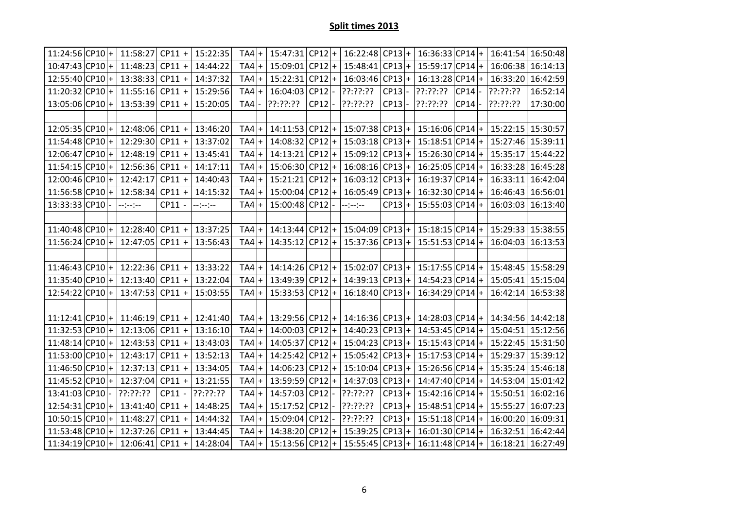# Split times 2013

| | | | | | | | | | | | | | | | | | | | | | |
|---|---|---|---|---|---|---|---|---|---|---|---|---|---|---|---|---|---|---|---|---|---|
| 11:24:56 | CP10 | + | 11:58:27 | CP11 | + | 15:22:35 | TA4 | + | 15:47:31 | CP12 | + | 16:22:48 | CP13 | + | 16:36:33 | CP14 | + | 16:41:54 | 16:50:48 |
| 10:47:43 | CP10 | + | 11:48:23 | CP11 | + | 14:44:22 | TA4 | + | 15:09:01 | CP12 | + | 15:48:41 | CP13 | + | 15:59:17 | CP14 | + | 16:06:38 | 16:14:13 |
| 12:55:40 | CP10 | + | 13:38:33 | CP11 | + | 14:37:32 | TA4 | + | 15:22:31 | CP12 | + | 16:03:46 | CP13 | + | 16:13:28 | CP14 | + | 16:33:20 | 16:42:59 |
| 11:20:32 | CP10 | + | 11:55:16 | CP11 | + | 15:29:56 | TA4 | + | 16:04:03 | CP12 | - | ??:??:?? | CP13 | - | ??:??:?? | CP14 | - | ??:??:?? | 16:52:14 |
| 13:05:06 | CP10 | + | 13:53:39 | CP11 | + | 15:20:05 | TA4 | - | ??:??:?? | CP12 | - | ??:??:?? | CP13 | - | ??:??:?? | CP14 | - | ??:??:?? | 17:30:00 |
| | | | | | | | | | | | | | | | | | | | |
| 12:05:35 | CP10 | + | 12:48:06 | CP11 | + | 13:46:20 | TA4 | + | 14:11:53 | CP12 | + | 15:07:38 | CP13 | + | 15:16:06 | CP14 | + | 15:22:15 | 15:30:57 |
| 11:54:48 | CP10 | + | 12:29:30 | CP11 | + | 13:37:02 | TA4 | + | 14:08:32 | CP12 | + | 15:03:18 | CP13 | + | 15:18:51 | CP14 | + | 15:27:46 | 15:39:11 |
| 12:06:47 | CP10 | + | 12:48:19 | CP11 | + | 13:45:41 | TA4 | + | 14:13:21 | CP12 | + | 15:09:12 | CP13 | + | 15:26:30 | CP14 | + | 15:35:17 | 15:44:22 |
| 11:54:15 | CP10 | + | 12:56:36 | CP11 | + | 14:17:11 | TA4 | + | 15:06:30 | CP12 | + | 16:08:16 | CP13 | + | 16:25:05 | CP14 | + | 16:33:28 | 16:45:28 |
| 12:00:46 | CP10 | + | 12:42:17 | CP11 | + | 14:40:43 | TA4 | + | 15:21:21 | CP12 | + | 16:03:12 | CP13 | + | 16:19:37 | CP14 | + | 16:33:11 | 16:42:04 |
| 11:56:58 | CP10 | + | 12:58:34 | CP11 | + | 14:15:32 | TA4 | + | 15:00:04 | CP12 | + | 16:05:49 | CP13 | + | 16:32:30 | CP14 | + | 16:46:43 | 16:56:01 |
| 13:33:33 | CP10 | - | --:--:-- | CP11 | - | --:--:-- | TA4 | + | 15:00:48 | CP12 | - | --:--:-- | CP13 | + | 15:55:03 | CP14 | + | 16:03:03 | 16:13:40 |
| | | | | | | | | | | | | | | | | | | | |
| 11:40:48 | CP10 | + | 12:28:40 | CP11 | + | 13:37:25 | TA4 | + | 14:13:44 | CP12 | + | 15:04:09 | CP13 | + | 15:18:15 | CP14 | + | 15:29:33 | 15:38:55 |
| 11:56:24 | CP10 | + | 12:47:05 | CP11 | + | 13:56:43 | TA4 | + | 14:35:12 | CP12 | + | 15:37:36 | CP13 | + | 15:51:53 | CP14 | + | 16:04:03 | 16:13:53 |
| | | | | | | | | | | | | | | | | | | | |
| 11:46:43 | CP10 | + | 12:22:36 | CP11 | + | 13:33:22 | TA4 | + | 14:14:26 | CP12 | + | 15:02:07 | CP13 | + | 15:17:55 | CP14 | + | 15:48:45 | 15:58:29 |
| 11:35:40 | CP10 | + | 12:13:40 | CP11 | + | 13:22:04 | TA4 | + | 13:49:39 | CP12 | + | 14:39:13 | CP13 | + | 14:54:23 | CP14 | + | 15:05:41 | 15:15:04 |
| 12:54:22 | CP10 | + | 13:47:53 | CP11 | + | 15:03:55 | TA4 | + | 15:33:53 | CP12 | + | 16:18:40 | CP13 | + | 16:34:29 | CP14 | + | 16:42:14 | 16:53:38 |
| | | | | | | | | | | | | | | | | | | | |
| 11:12:41 | CP10 | + | 11:46:19 | CP11 | + | 12:41:40 | TA4 | + | 13:29:56 | CP12 | + | 14:16:36 | CP13 | + | 14:28:03 | CP14 | + | 14:34:56 | 14:42:18 |
| 11:32:53 | CP10 | + | 12:13:06 | CP11 | + | 13:16:10 | TA4 | + | 14:00:03 | CP12 | + | 14:40:23 | CP13 | + | 14:53:45 | CP14 | + | 15:04:51 | 15:12:56 |
| 11:48:14 | CP10 | + | 12:43:53 | CP11 | + | 13:43:03 | TA4 | + | 14:05:37 | CP12 | + | 15:04:23 | CP13 | + | 15:15:43 | CP14 | + | 15:22:45 | 15:31:50 |
| 11:53:00 | CP10 | + | 12:43:17 | CP11 | + | 13:52:13 | TA4 | + | 14:25:42 | CP12 | + | 15:05:42 | CP13 | + | 15:17:53 | CP14 | + | 15:29:37 | 15:39:12 |
| 11:46:50 | CP10 | + | 12:37:13 | CP11 | + | 13:34:05 | TA4 | + | 14:06:23 | CP12 | + | 15:10:04 | CP13 | + | 15:26:56 | CP14 | + | 15:35:24 | 15:46:18 |
| 11:45:52 | CP10 | + | 12:37:04 | CP11 | + | 13:21:55 | TA4 | + | 13:59:59 | CP12 | + | 14:37:03 | CP13 | + | 14:47:40 | CP14 | + | 14:53:04 | 15:01:42 |
| 13:41:03 | CP10 | - | ??:??:?? | CP11 | - | ??:??:?? | TA4 | + | 14:57:03 | CP12 | - | ??:??:?? | CP13 | + | 15:42:16 | CP14 | + | 15:50:51 | 16:02:16 |
| 12:54:31 | CP10 | + | 13:41:40 | CP11 | + | 14:48:25 | TA4 | + | 15:17:52 | CP12 | - | ??:??:?? | CP13 | + | 15:48:51 | CP14 | + | 15:55:27 | 16:07:23 |
| 10:50:15 | CP10 | + | 11:48:27 | CP11 | + | 14:44:32 | TA4 | + | 15:09:04 | CP12 | - | ??:??:?? | CP13 | + | 15:51:18 | CP14 | + | 16:00:20 | 16:09:31 |
| 11:53:48 | CP10 | + | 12:37:26 | CP11 | + | 13:44:45 | TA4 | + | 14:38:20 | CP12 | + | 15:39:25 | CP13 | + | 16:01:30 | CP14 | + | 16:32:51 | 16:42:44 |
| 11:34:19 | CP10 | + | 12:06:41 | CP11 | + | 14:28:04 | TA4 | + | 15:13:56 | CP12 | + | 15:55:45 | CP13 | + | 16:11:48 | CP14 | + | 16:18:21 | 16:27:49 |